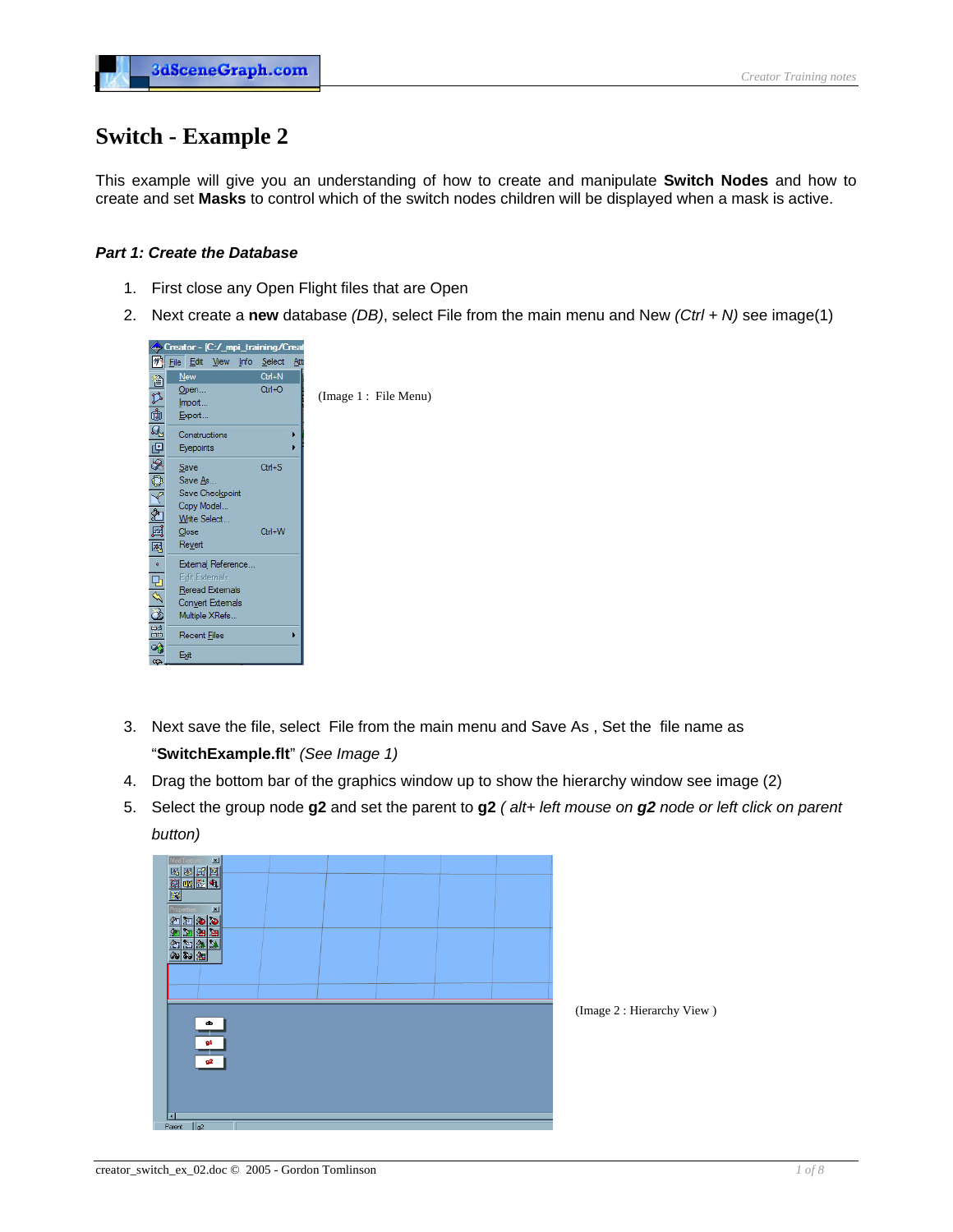# Switch - Example 2

This example will give you an understanding of how to create and manipulate **Switch Nodes** and how to create and set **Masks** to control which of the switch nodes children will be displayed when a mask is active.

***Part 1: Create the Database***

1. First close any Open Flight files that are Open
2. Next create a **new** database *(DB)*, select File from the main menu and New *(Ctrl + N)* see image(1)

(Image 1 : File Menu)

3. Next save the file, select File from the main menu and Save As , Set the file name as "**SwitchExample.flt**" *(See Image 1)*
4. Drag the bottom bar of the graphics window up to show the hierarchy window see image (2)
5. Select the group node **g2** and set the parent to **g2** *( alt+ left mouse on **g2** node or left click on parent button)*

(Image 2 : Hierarchy View )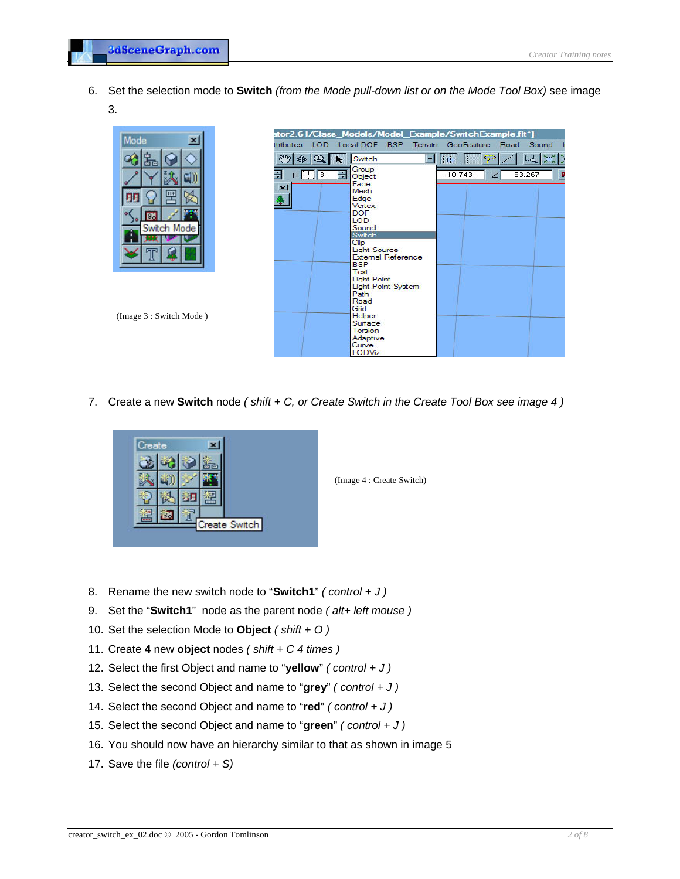6. Set the selection mode to **Switch** *(from the Mode pull-down list or on the Mode Tool Box)* see image 3.

(Image 3 : Switch Mode )

7. Create a new **Switch** node *( shift + C, or Create Switch in the Create Tool Box see image 4 )*

(Image 4 : Create Switch)

8. Rename the new switch node to "**Switch1**" *( control + J )*
9. Set the "**Switch1**" node as the parent node *( alt+ left mouse )*
10. Set the selection Mode to **Object** *( shift + O )*
11. Create **4** new **object** nodes *( shift + C 4 times )*
12. Select the first Object and name to "**yellow**" *( control + J )*
13. Select the second Object and name to "**grey**" *( control + J )*
14. Select the second Object and name to "**red**" *( control + J )*
15. Select the second Object and name to "**green**" *( control + J )*
16. You should now have an hierarchy similar to that as shown in image 5
17. Save the file *(control + S)*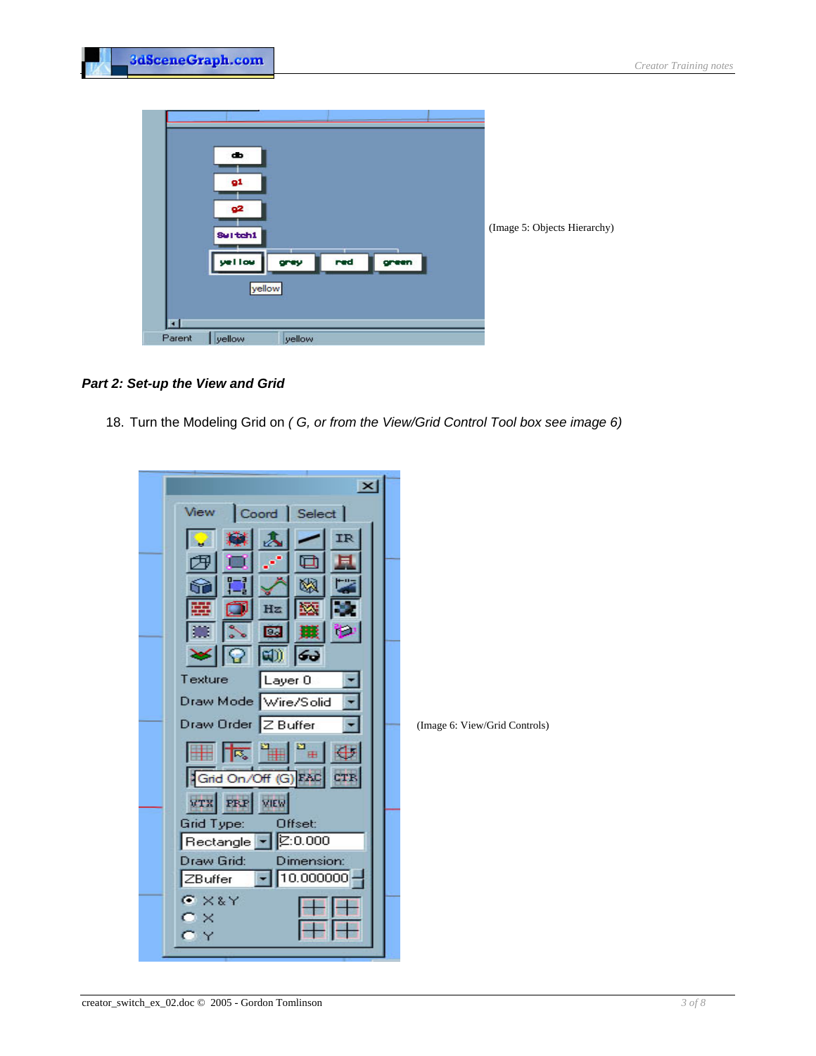(Image 5: Objects Hierarchy)

***Part 2: Set-up the View and Grid***

18. Turn the Modeling Grid on *( G, or from the View/Grid Control Tool box see image 6)*

(Image 6: View/Grid Controls)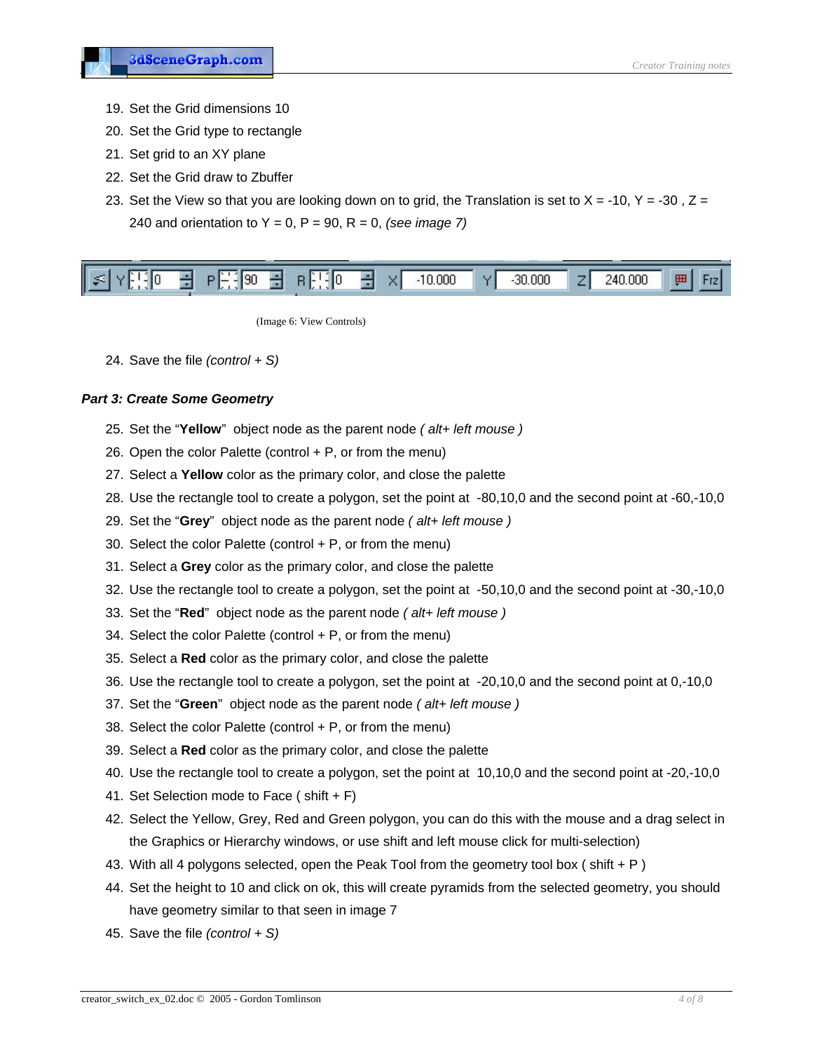19. Set the Grid dimensions 10
20. Set the Grid type to rectangle
21. Set grid to an XY plane
22. Set the Grid draw to Zbuffer
23. Set the View so that you are looking down on to grid, the Translation is set to X = -10, Y = -30 , Z = 240 and orientation to Y = 0, P = 90, R = 0, *(see image 7)*

(Image 6: View Controls)

24. Save the file *(control + S)*

***Part 3: Create Some Geometry***

25. Set the "**Yellow**" object node as the parent node *( alt+ left mouse )*
26. Open the color Palette (control + P, or from the menu)
27. Select a **Yellow** color as the primary color, and close the palette
28. Use the rectangle tool to create a polygon, set the point at -80,10,0 and the second point at -60,-10,0
29. Set the "**Grey**" object node as the parent node *( alt+ left mouse )*
30. Select the color Palette (control + P, or from the menu)
31. Select a **Grey** color as the primary color, and close the palette
32. Use the rectangle tool to create a polygon, set the point at -50,10,0 and the second point at -30,-10,0
33. Set the "**Red**" object node as the parent node *( alt+ left mouse )*
34. Select the color Palette (control + P, or from the menu)
35. Select a **Red** color as the primary color, and close the palette
36. Use the rectangle tool to create a polygon, set the point at -20,10,0 and the second point at 0,-10,0
37. Set the "**Green**" object node as the parent node *( alt+ left mouse )*
38. Select the color Palette (control + P, or from the menu)
39. Select a **Red** color as the primary color, and close the palette
40. Use the rectangle tool to create a polygon, set the point at 10,10,0 and the second point at -20,-10,0
41. Set Selection mode to Face ( shift + F)
42. Select the Yellow, Grey, Red and Green polygon, you can do this with the mouse and a drag select in the Graphics or Hierarchy windows, or use shift and left mouse click for multi-selection)
43. With all 4 polygons selected, open the Peak Tool from the geometry tool box ( shift + P )
44. Set the height to 10 and click on ok, this will create pyramids from the selected geometry, you should have geometry similar to that seen in image 7
45. Save the file *(control + S)*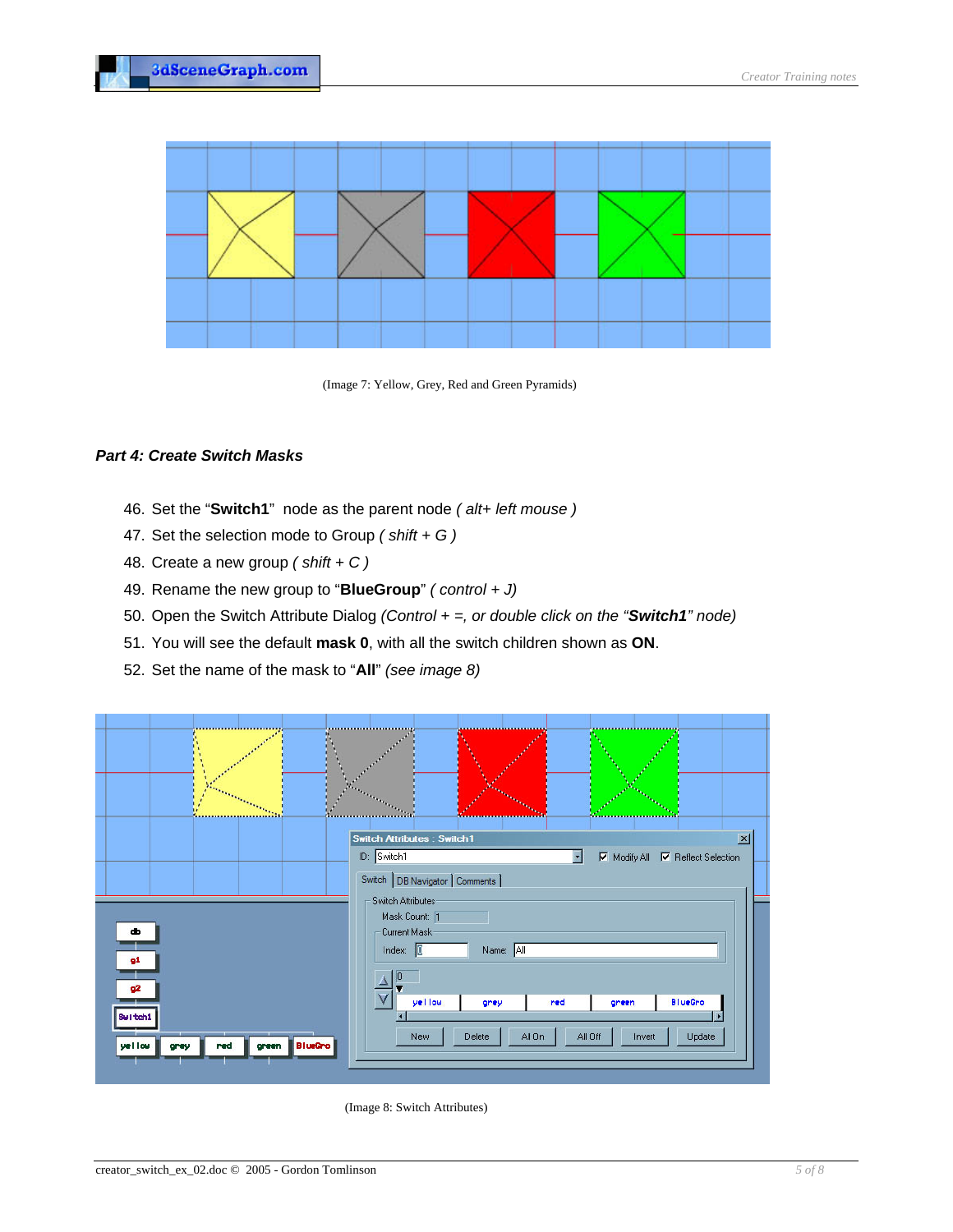(Image 7: Yellow, Grey, Red and Green Pyramids)

### *Part 4: Create Switch Masks*

46. Set the "**Switch1**" node as the parent node *( alt+ left mouse )*
47. Set the selection mode to Group *( shift + G )*
48. Create a new group *( shift + C )*
49. Rename the new group to "**BlueGroup**" *( control + J)*
50. Open the Switch Attribute Dialog *(Control + =, or double click on the "**Switch1**" node)*
51. You will see the default **mask 0**, with all the switch children shown as **ON**.
52. Set the name of the mask to "**All**" *(see image 8)*

(Image 8: Switch Attributes)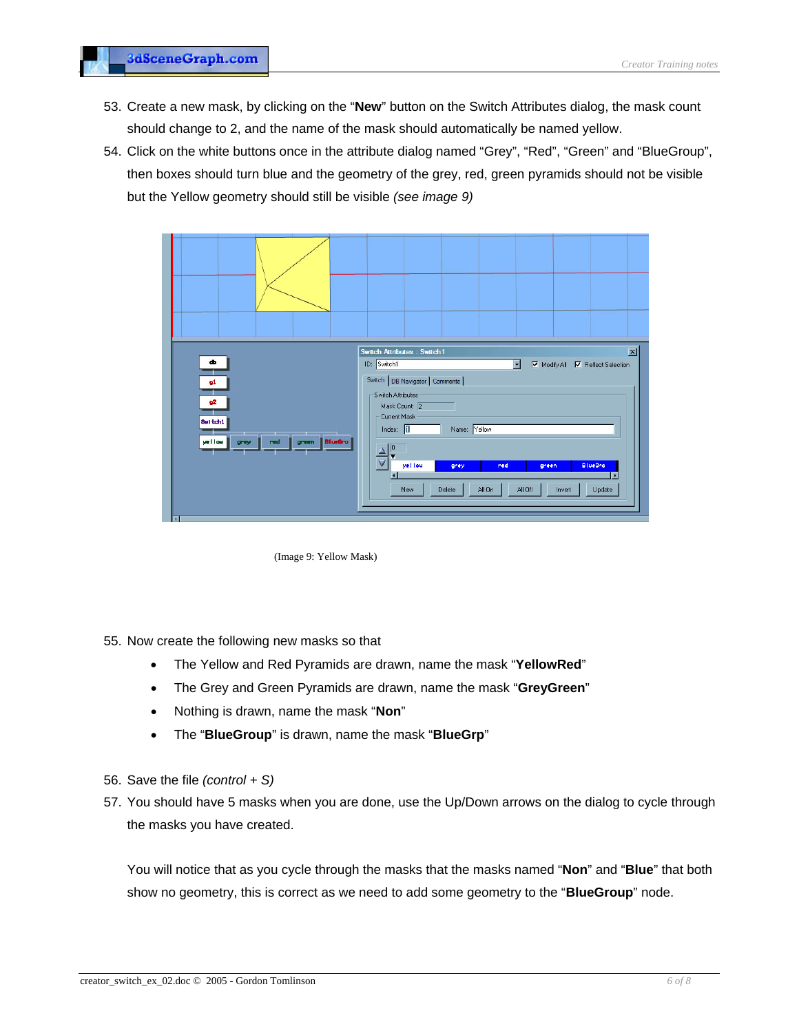53. Create a new mask, by clicking on the "**New**" button on the Switch Attributes dialog, the mask count should change to 2, and the name of the mask should automatically be named yellow.
54. Click on the white buttons once in the attribute dialog named "Grey", "Red", "Green" and "BlueGroup", then boxes should turn blue and the geometry of the grey, red, green pyramids should not be visible but the Yellow geometry should still be visible *(see image 9)*

(Image 9: Yellow Mask)

55. Now create the following new masks so that
    - The Yellow and Red Pyramids are drawn, name the mask "**YellowRed**"
    - The Grey and Green Pyramids are drawn, name the mask "**GreyGreen**"
    - Nothing is drawn, name the mask "**Non**"
    - The "**BlueGroup**" is drawn, name the mask "**BlueGrp**"
56. Save the file *(control + S)*
57. You should have 5 masks when you are done, use the Up/Down arrows on the dialog to cycle through the masks you have created.

    You will notice that as you cycle through the masks that the masks named "**Non**" and "**Blue**" that both show no geometry, this is correct as we need to add some geometry to the "**BlueGroup**" node.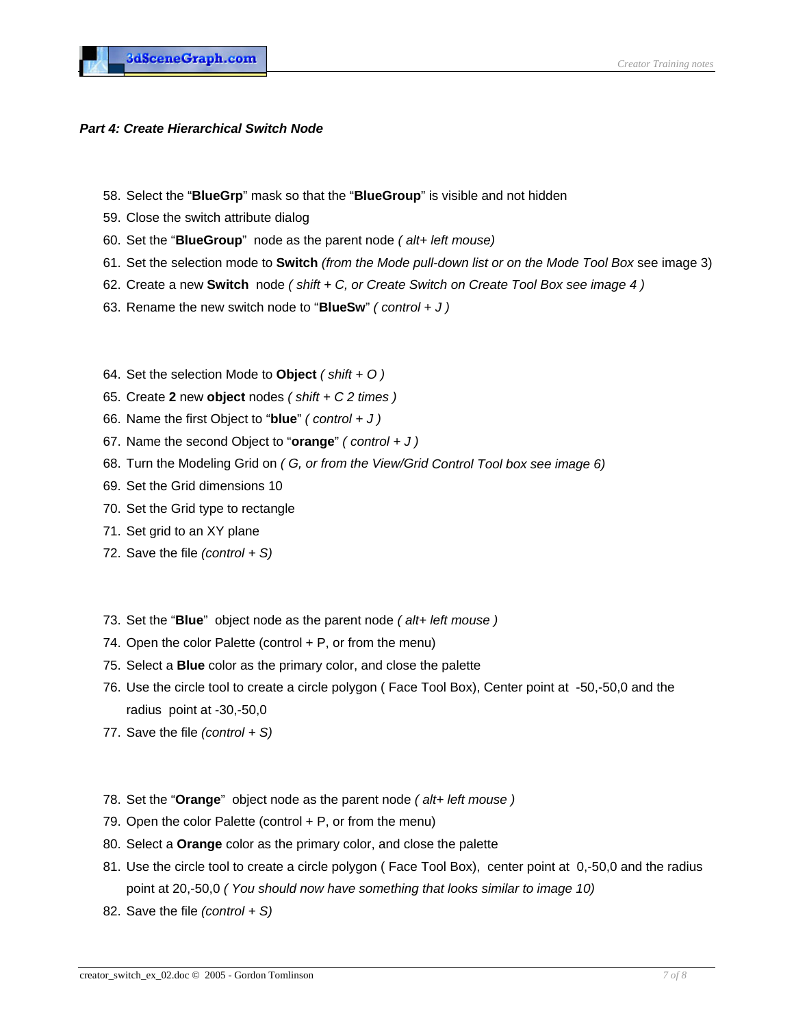***Part 4: Create Hierarchical Switch Node***

58. Select the "**BlueGrp**" mask so that the "**BlueGroup**" is visible and not hidden
59. Close the switch attribute dialog
60. Set the "**BlueGroup**" node as the parent node *( alt+ left mouse)*
61. Set the selection mode to **Switch** *(from the Mode pull-down list or on the Mode Tool Box* see image 3)
62. Create a new **Switch** node *( shift + C, or Create Switch on Create Tool Box see image 4 )*
63. Rename the new switch node to "**BlueSw**" *( control + J )*

64. Set the selection Mode to **Object** *( shift + O )*
65. Create **2** new **object** nodes *( shift + C 2 times )*
66. Name the first Object to "**blue**" *( control + J )*
67. Name the second Object to "**orange**" *( control + J )*
68. Turn the Modeling Grid on *( G, or from the View/Grid Control Tool box see image 6)*
69. Set the Grid dimensions 10
70. Set the Grid type to rectangle
71. Set grid to an XY plane
72. Save the file *(control + S)*

73. Set the "**Blue**" object node as the parent node *( alt+ left mouse )*
74. Open the color Palette (control + P, or from the menu)
75. Select a **Blue** color as the primary color, and close the palette
76. Use the circle tool to create a circle polygon ( Face Tool Box), Center point at -50,-50,0 and the radius point at -30,-50,0
77. Save the file *(control + S)*

78. Set the "**Orange**" object node as the parent node *( alt+ left mouse )*
79. Open the color Palette (control + P, or from the menu)
80. Select a **Orange** color as the primary color, and close the palette
81. Use the circle tool to create a circle polygon ( Face Tool Box), center point at 0,-50,0 and the radius point at 20,-50,0 *( You should now have something that looks similar to image 10)*
82. Save the file *(control + S)*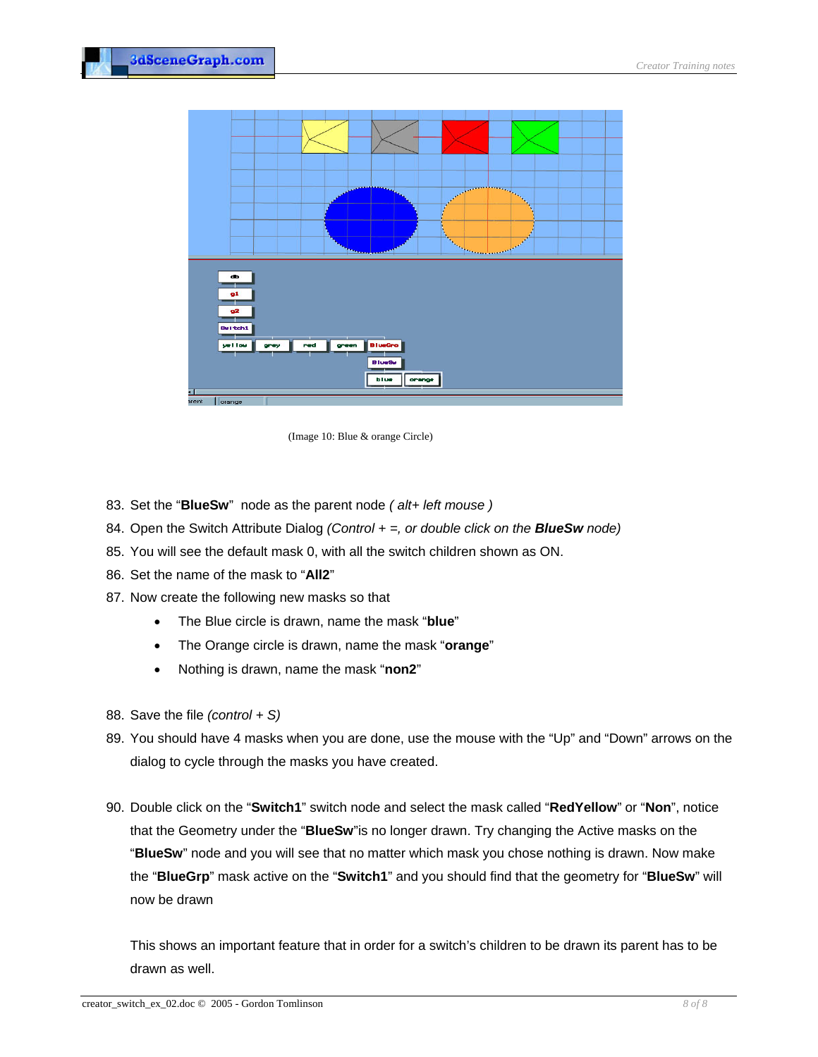(Image 10: Blue & orange Circle)

83. Set the "**BlueSw**" node as the parent node *( alt+ left mouse )*
84. Open the Switch Attribute Dialog *(Control + =, or double click on the **BlueSw** node)*
85. You will see the default mask 0, with all the switch children shown as ON.
86. Set the name of the mask to "**All2**"
87. Now create the following new masks so that
    - The Blue circle is drawn, name the mask "**blue**"
    - The Orange circle is drawn, name the mask "**orange**"
    - Nothing is drawn, name the mask "**non2**"

88. Save the file *(control + S)*
89. You should have 4 masks when you are done, use the mouse with the "Up" and "Down" arrows on the dialog to cycle through the masks you have created.

90. Double click on the "**Switch1**" switch node and select the mask called "**RedYellow**" or "**Non**", notice that the Geometry under the "**BlueSw**"is no longer drawn. Try changing the Active masks on the "**BlueSw**" node and you will see that no matter which mask you chose nothing is drawn. Now make the "**BlueGrp**" mask active on the "**Switch1**" and you should find that the geometry for "**BlueSw**" will now be drawn

    This shows an important feature that in order for a switch's children to be drawn its parent has to be drawn as well.